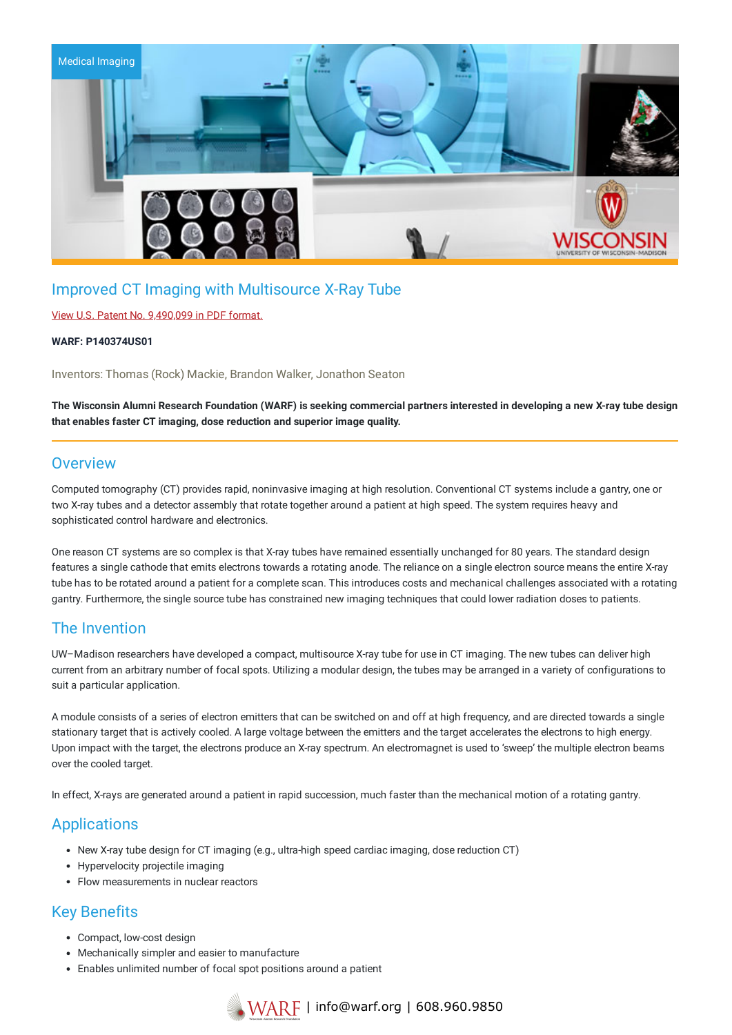Medical Imaging

# Improved CT Imaging with Multisource X-Ray Tube

View U.S. Patent No. 9,490,099 in PDF format.

**WARF: P140374US01**

Inventors: Thomas (Rock) Mackie, Brandon Walker, Jonathon Seaton

**The Wisconsin Alumni Research Foundation (WARF) is seeking commercial partners interested in developing a new X-ray tube design that enables faster CT imaging, dose reduction and superior image quality.**

## Overview

Computed tomography (CT) provides rapid, noninvasive imaging at high resolution. Conventional CT systems include a gantry, one or two X-ray tubes and a detector assembly that rotate together around a patient at high speed. The system requires heavy and sophisticated control hardware and electronics.

One reason CT systems are so complex is that X-ray tubes have remained essentially unchanged for 80 years. The standard design features a single cathode that emits electrons towards a rotating anode. The reliance on a single electron source means the entire X-ray tube has to be rotated around a patient for a complete scan. This introduces costs and mechanical challenges associated with a rotating gantry. Furthermore, the single source tube has constrained new imaging techniques that could lower radiation doses to patients.

## The Invention

UW–Madison researchers have developed a compact, multisource X-ray tube for use in CT imaging. The new tubes can deliver high current from an arbitrary number of focal spots. Utilizing a modular design, the tubes may be arranged in a variety of configurations to suit a particular application.

A module consists of a series of electron emitters that can be switched on and off at high frequency, and are directed towards a single stationary target that is actively cooled. A large voltage between the emitters and the target accelerates the electrons to high energy. Upon impact with the target, the electrons produce an X-ray spectrum. An electromagnet is used to 'sweep' the multiple electron beams over the cooled target.

In effect, X-rays are generated around a patient in rapid succession, much faster than the mechanical motion of a rotating gantry.

## Applications

- New X-ray tube design for CT imaging (e.g., ultra-high speed cardiac imaging, dose reduction CT)
- Hypervelocity projectile imaging
- Flow measurements in nuclear reactors

## Key Benefits

- Compact, low-cost design
- Mechanically simpler and easier to manufacture
- Enables unlimited number of focal spot positions around a patient

WARF | info@warf.org | 608.960.9850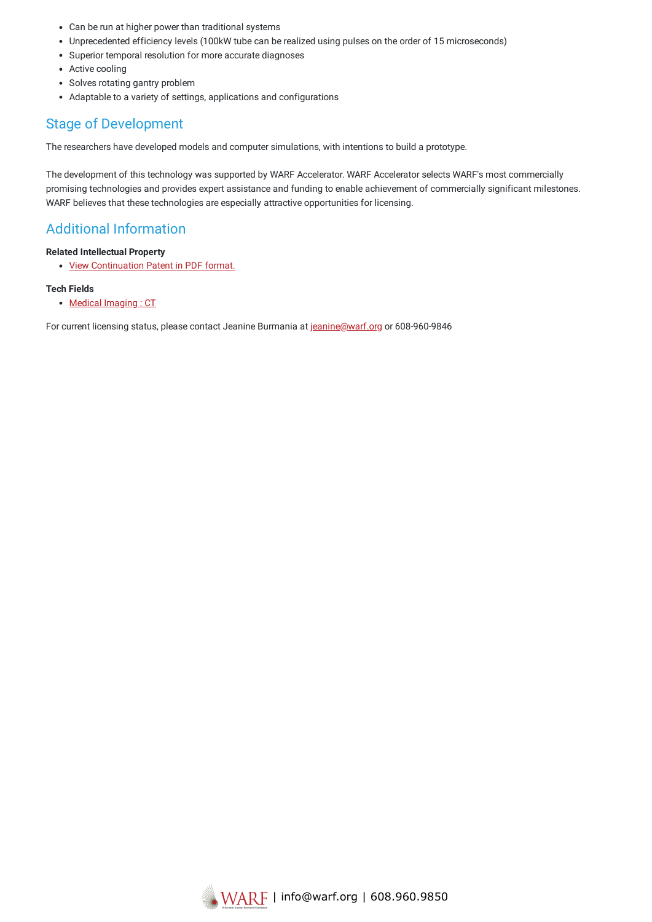- Can be run at higher power than traditional systems
- Unprecedented efficiency levels (100kW tube can be realized using pulses on the order of 15 microseconds)
- Superior temporal resolution for more accurate diagnoses
- Active cooling
- Solves rotating gantry problem
- Adaptable to a variety of settings, applications and configurations

## Stage of Development

The researchers have developed models and computer simulations, with intentions to build a prototype.

The development of this technology was supported by WARF Accelerator. WARF Accelerator selects WARF's most commercially promising technologies and provides expert assistance and funding to enable achievement of commercially significant milestones. WARF believes that these technologies are especially attractive opportunities for licensing.

## Additional Information

**Related Intellectual Property**

- View Continuation Patent in PDF format.

**Tech Fields**

- Medical Imaging : CT

For current licensing status, please contact Jeanine Burmania at jeanine@warf.org or 608-960-9846